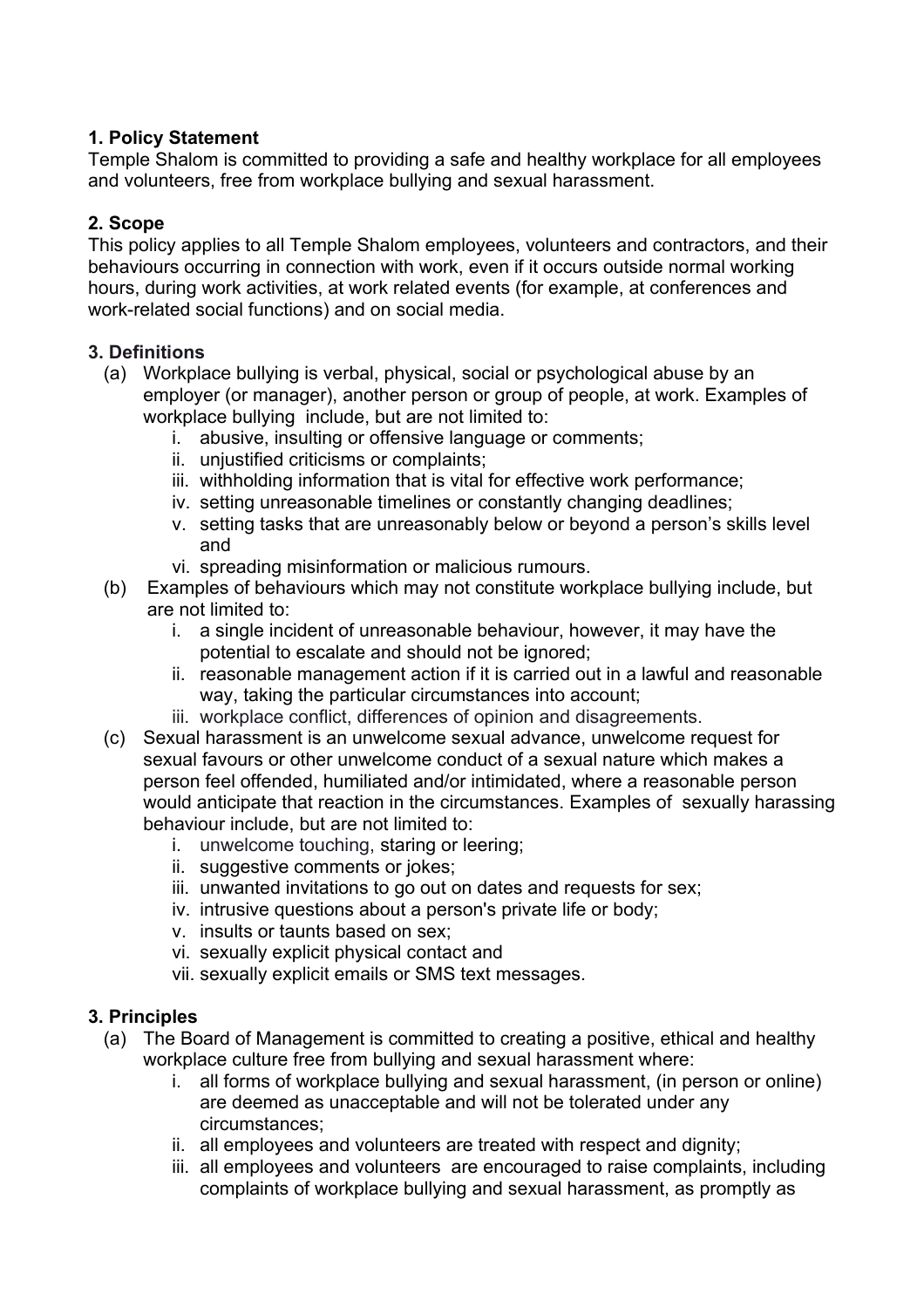**1. Policy Statement**

Temple Shalom is committed to providing a safe and healthy workplace for all employees and volunteers, free from workplace bullying and sexual harassment.

**2. Scope**

This policy applies to all Temple Shalom employees, volunteers and contractors, and their behaviours occurring in connection with work, even if it occurs outside normal working hours, during work activities, at work related events (for example, at conferences and work-related social functions) and on social media.

**3. Definitions**

(a) Workplace bullying is verbal, physical, social or psychological abuse by an employer (or manager), another person or group of people, at work. Examples of workplace bullying include, but are not limited to:

   i. abusive, insulting or offensive language or comments;
   ii. unjustified criticisms or complaints;
   iii. withholding information that is vital for effective work performance;
   iv. setting unreasonable timelines or constantly changing deadlines;
   v. setting tasks that are unreasonably below or beyond a person's skills level and
   vi. spreading misinformation or malicious rumours.

(b) Examples of behaviours which may not constitute workplace bullying include, but are not limited to:

   i. a single incident of unreasonable behaviour, however, it may have the potential to escalate and should not be ignored;
   ii. reasonable management action if it is carried out in a lawful and reasonable way, taking the particular circumstances into account;
   iii. workplace conflict, differences of opinion and disagreements.

(c) Sexual harassment is an unwelcome sexual advance, unwelcome request for sexual favours or other unwelcome conduct of a sexual nature which makes a person feel offended, humiliated and/or intimidated, where a reasonable person would anticipate that reaction in the circumstances. Examples of sexually harassing behaviour include, but are not limited to:

   i. unwelcome touching, staring or leering;
   ii. suggestive comments or jokes;
   iii. unwanted invitations to go out on dates and requests for sex;
   iv. intrusive questions about a person's private life or body;
   v. insults or taunts based on sex;
   vi. sexually explicit physical contact and
   vii. sexually explicit emails or SMS text messages.

**3. Principles**

(a) The Board of Management is committed to creating a positive, ethical and healthy workplace culture free from bullying and sexual harassment where:

   i. all forms of workplace bullying and sexual harassment, (in person or online) are deemed as unacceptable and will not be tolerated under any circumstances;
   ii. all employees and volunteers are treated with respect and dignity;
   iii. all employees and volunteers are encouraged to raise complaints, including complaints of workplace bullying and sexual harassment, as promptly as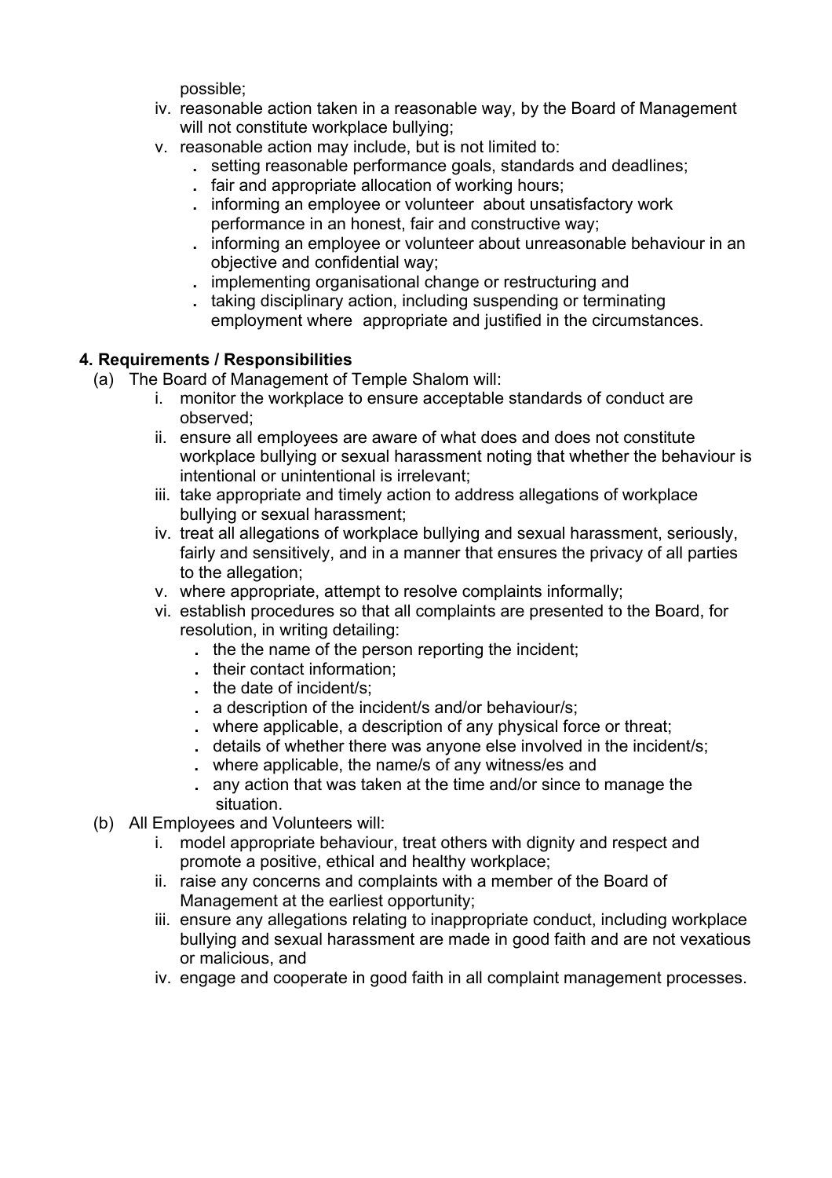possible;

iv. reasonable action taken in a reasonable way, by the Board of Management will not constitute workplace bullying;

v. reasonable action may include, but is not limited to:
   - setting reasonable performance goals, standards and deadlines;
   - fair and appropriate allocation of working hours;
   - informing an employee or volunteer about unsatisfactory work performance in an honest, fair and constructive way;
   - informing an employee or volunteer about unreasonable behaviour in an objective and confidential way;
   - implementing organisational change or restructuring and
   - taking disciplinary action, including suspending or terminating employment where appropriate and justified in the circumstances.

**4. Requirements / Responsibilities**

(a) The Board of Management of Temple Shalom will:

i. monitor the workplace to ensure acceptable standards of conduct are observed;

ii. ensure all employees are aware of what does and does not constitute workplace bullying or sexual harassment noting that whether the behaviour is intentional or unintentional is irrelevant;

iii. take appropriate and timely action to address allegations of workplace bullying or sexual harassment;

iv. treat all allegations of workplace bullying and sexual harassment, seriously, fairly and sensitively, and in a manner that ensures the privacy of all parties to the allegation;

v. where appropriate, attempt to resolve complaints informally;

vi. establish procedures so that all complaints are presented to the Board, for resolution, in writing detailing:
   - the the name of the person reporting the incident;
   - their contact information;
   - the date of incident/s;
   - a description of the incident/s and/or behaviour/s;
   - where applicable, a description of any physical force or threat;
   - details of whether there was anyone else involved in the incident/s;
   - where applicable, the name/s of any witness/es and
   - any action that was taken at the time and/or since to manage the situation.

(b) All Employees and Volunteers will:

i. model appropriate behaviour, treat others with dignity and respect and promote a positive, ethical and healthy workplace;

ii. raise any concerns and complaints with a member of the Board of Management at the earliest opportunity;

iii. ensure any allegations relating to inappropriate conduct, including workplace bullying and sexual harassment are made in good faith and are not vexatious or malicious, and

iv. engage and cooperate in good faith in all complaint management processes.